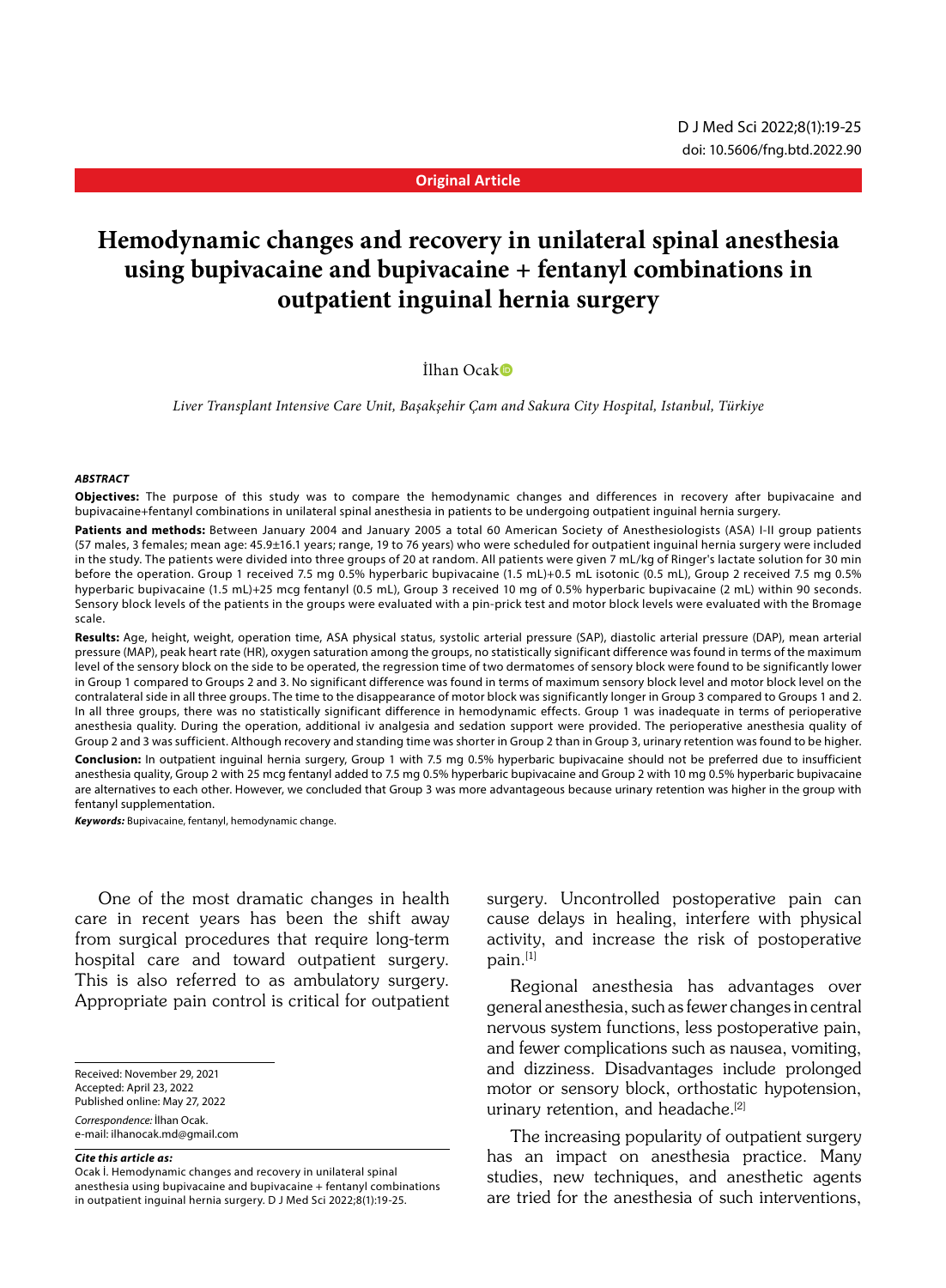Original Article

# Hemodynamic changes and recovery in unilateral spinal anesthesia using bupivacaine and bupivacaine + fentanyl combinations in outpatient inguinal hernia surgery

İlhan Ocak

*Liver Transplant Intensive Care Unit, Başakşehir Çam and Sakura City Hospital, Istanbul, Türkiye*

***ABSTRACT***

**Objectives:** The purpose of this study was to compare the hemodynamic changes and differences in recovery after bupivacaine and bupivacaine+fentanyl combinations in unilateral spinal anesthesia in patients to be undergoing outpatient inguinal hernia surgery.

**Patients and methods:** Between January 2004 and January 2005 a total 60 American Society of Anesthesiologists (ASA) I-II group patients (57 males, 3 females; mean age: 45.9±16.1 years; range, 19 to 76 years) who were scheduled for outpatient inguinal hernia surgery were included in the study. The patients were divided into three groups of 20 at random. All patients were given 7 mL/kg of Ringer's lactate solution for 30 min before the operation. Group 1 received 7.5 mg 0.5% hyperbaric bupivacaine (1.5 mL)+0.5 mL isotonic (0.5 mL), Group 2 received 7.5 mg 0.5% hyperbaric bupivacaine (1.5 mL)+25 mcg fentanyl (0.5 mL), Group 3 received 10 mg of 0.5% hyperbaric bupivacaine (2 mL) within 90 seconds. Sensory block levels of the patients in the groups were evaluated with a pin-prick test and motor block levels were evaluated with the Bromage scale.

**Results:** Age, height, weight, operation time, ASA physical status, systolic arterial pressure (SAP), diastolic arterial pressure (DAP), mean arterial pressure (MAP), peak heart rate (HR), oxygen saturation among the groups, no statistically significant difference was found in terms of the maximum level of the sensory block on the side to be operated, the regression time of two dermatomes of sensory block were found to be significantly lower in Group 1 compared to Groups 2 and 3. No significant difference was found in terms of maximum sensory block level and motor block level on the contralateral side in all three groups. The time to the disappearance of motor block was significantly longer in Group 3 compared to Groups 1 and 2. In all three groups, there was no statistically significant difference in hemodynamic effects. Group 1 was inadequate in terms of perioperative anesthesia quality. During the operation, additional iv analgesia and sedation support were provided. The perioperative anesthesia quality of Group 2 and 3 was sufficient. Although recovery and standing time was shorter in Group 2 than in Group 3, urinary retention was found to be higher.

**Conclusion:** In outpatient inguinal hernia surgery, Group 1 with 7.5 mg 0.5% hyperbaric bupivacaine should not be preferred due to insufficient anesthesia quality, Group 2 with 25 mcg fentanyl added to 7.5 mg 0.5% hyperbaric bupivacaine and Group 2 with 10 mg 0.5% hyperbaric bupivacaine are alternatives to each other. However, we concluded that Group 3 was more advantageous because urinary retention was higher in the group with fentanyl supplementation.

***Keywords:*** Bupivacaine, fentanyl, hemodynamic change.

One of the most dramatic changes in health care in recent years has been the shift away from surgical procedures that require long-term hospital care and toward outpatient surgery. This is also referred to as ambulatory surgery. Appropriate pain control is critical for outpatient surgery. Uncontrolled postoperative pain can cause delays in healing, interfere with physical activity, and increase the risk of postoperative pain.[1]

Regional anesthesia has advantages over general anesthesia, such as fewer changes in central nervous system functions, less postoperative pain, and fewer complications such as nausea, vomiting, and dizziness. Disadvantages include prolonged motor or sensory block, orthostatic hypotension, urinary retention, and headache.[2]

The increasing popularity of outpatient surgery has an impact on anesthesia practice. Many studies, new techniques, and anesthetic agents are tried for the anesthesia of such interventions,

Received: November 29, 2021
Accepted: April 23, 2022
Published online: May 27, 2022

*Correspondence:* İlhan Ocak.
e-mail: ilhanocak.md@gmail.com

***Cite this article as:***
Ocak İ. Hemodynamic changes and recovery in unilateral spinal anesthesia using bupivacaine and bupivacaine + fentanyl combinations in outpatient inguinal hernia surgery. D J Med Sci 2022;8(1):19-25.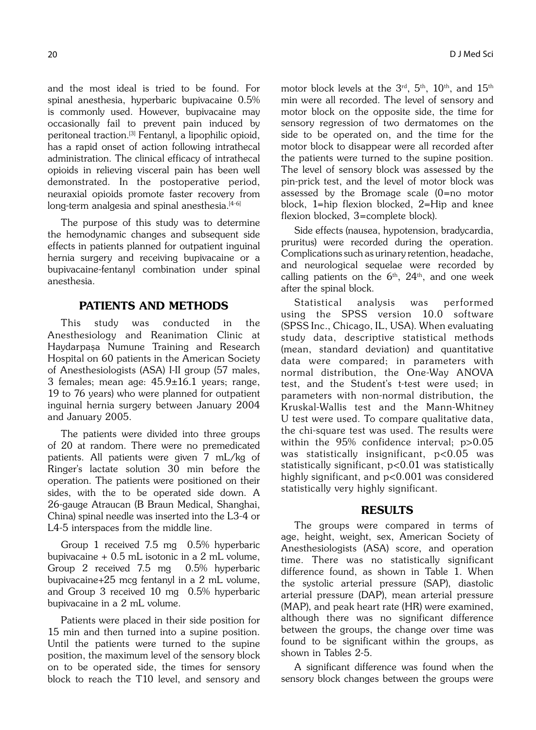and the most ideal is tried to be found. For spinal anesthesia, hyperbaric bupivacaine 0.5% is commonly used. However, bupivacaine may occasionally fail to prevent pain induced by peritoneal traction.[3] Fentanyl, a lipophilic opioid, has a rapid onset of action following intrathecal administration. The clinical efficacy of intrathecal opioids in relieving visceral pain has been well demonstrated. In the postoperative period, neuraxial opioids promote faster recovery from long-term analgesia and spinal anesthesia.[4-6]

The purpose of this study was to determine the hemodynamic changes and subsequent side effects in patients planned for outpatient inguinal hernia surgery and receiving bupivacaine or a bupivacaine-fentanyl combination under spinal anesthesia.

## PATIENTS AND METHODS

This study was conducted in the Anesthesiology and Reanimation Clinic at Haydarpaşa Numune Training and Research Hospital on 60 patients in the American Society of Anesthesiologists (ASA) I-II group (57 males, 3 females; mean age: 45.9±16.1 years; range, 19 to 76 years) who were planned for outpatient inguinal hernia surgery between January 2004 and January 2005.

The patients were divided into three groups of 20 at random. There were no premedicated patients. All patients were given 7 mL/kg of Ringer's lactate solution 30 min before the operation. The patients were positioned on their sides, with the to be operated side down. A 26-gauge Atraucan (B Braun Medical, Shanghai, China) spinal needle was inserted into the L3-4 or L4-5 interspaces from the middle line.

Group 1 received 7.5 mg 0.5% hyperbaric bupivacaine + 0.5 mL isotonic in a 2 mL volume, Group 2 received 7.5 mg 0.5% hyperbaric bupivacaine+25 mcg fentanyl in a 2 mL volume, and Group 3 received 10 mg 0.5% hyperbaric bupivacaine in a 2 mL volume.

Patients were placed in their side position for 15 min and then turned into a supine position. Until the patients were turned to the supine position, the maximum level of the sensory block on to be operated side, the times for sensory block to reach the T10 level, and sensory and motor block levels at the 3rd, 5th, 10th, and 15th min were all recorded. The level of sensory and motor block on the opposite side, the time for sensory regression of two dermatomes on the side to be operated on, and the time for the motor block to disappear were all recorded after the patients were turned to the supine position. The level of sensory block was assessed by the pin-prick test, and the level of motor block was assessed by the Bromage scale (0=no motor block, 1=hip flexion blocked, 2=Hip and knee flexion blocked, 3=complete block).

Side effects (nausea, hypotension, bradycardia, pruritus) were recorded during the operation. Complications such as urinary retention, headache, and neurological sequelae were recorded by calling patients on the 6th, 24th, and one week after the spinal block.

Statistical analysis was performed using the SPSS version 10.0 software (SPSS Inc., Chicago, IL, USA). When evaluating study data, descriptive statistical methods (mean, standard deviation) and quantitative data were compared; in parameters with normal distribution, the One-Way ANOVA test, and the Student's t-test were used; in parameters with non-normal distribution, the Kruskal-Wallis test and the Mann-Whitney U test were used. To compare qualitative data, the chi-square test was used. The results were within the 95% confidence interval; $p>0.05$ was statistically insignificant, $p<0.05$ was statistically significant, $p<0.01$ was statistically highly significant, and $p<0.001$ was considered statistically very highly significant.

## RESULTS

The groups were compared in terms of age, height, weight, sex, American Society of Anesthesiologists (ASA) score, and operation time. There was no statistically significant difference found, as shown in Table 1. When the systolic arterial pressure (SAP), diastolic arterial pressure (DAP), mean arterial pressure (MAP), and peak heart rate (HR) were examined, although there was no significant difference between the groups, the change over time was found to be significant within the groups, as shown in Tables 2-5.

A significant difference was found when the sensory block changes between the groups were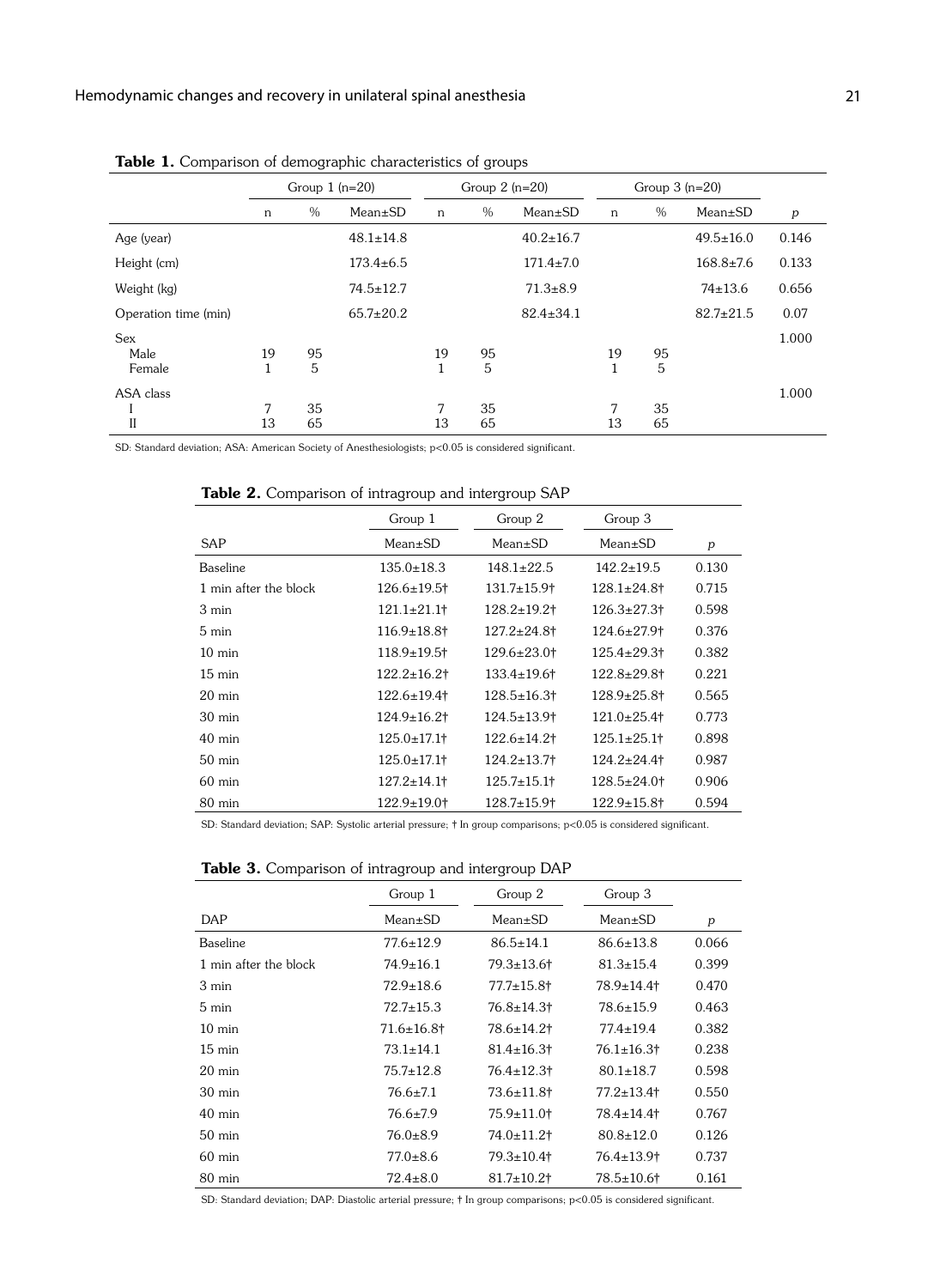**Table 1.** Comparison of demographic characteristics of groups

| | Group 1 (n=20) | | | Group 2 (n=20) | | | Group 3 (n=20) | | | |
|---|---|---|---|---|---|---|---|---|---|---|
| | n | % | Mean±SD | n | % | Mean±SD | n | % | Mean±SD | *p* |
| Age (year) | | | 48.1±14.8 | | | 40.2±16.7 | | | 49.5±16.0 | 0.146 |
| Height (cm) | | | 173.4±6.5 | | | 171.4±7.0 | | | 168.8±7.6 | 0.133 |
| Weight (kg) | | | 74.5±12.7 | | | 71.3±8.9 | | | 74±13.6 | 0.656 |
| Operation time (min) | | | 65.7±20.2 | | | 82.4±34.1 | | | 82.7±21.5 | 0.07 |
| Sex | | | | | | | | | | 1.000 |
| Male | 19 | 95 | | 19 | 95 | | 19 | 95 | | |
| Female | 1 | 5 | | 1 | 5 | | 1 | 5 | | |
| ASA class | | | | | | | | | | 1.000 |
| I | 7 | 35 | | 7 | 35 | | 7 | 35 | | |
| II | 13 | 65 | | 13 | 65 | | 13 | 65 | | |

SD: Standard deviation; ASA: American Society of Anesthesiologists; $p<0.05$ is considered significant.

**Table 2.** Comparison of intragroup and intergroup SAP

| | Group 1 | Group 2 | Group 3 | |
|---|---|---|---|---|
| SAP | Mean±SD | Mean±SD | Mean±SD | *p* |
| Baseline | 135.0±18.3 | 148.1±22.5 | 142.2±19.5 | 0.130 |
| 1 min after the block | 126.6±19.5† | 131.7±15.9† | 128.1±24.8† | 0.715 |
| 3 min | 121.1±21.1† | 128.2±19.2† | 126.3±27.3† | 0.598 |
| 5 min | 116.9±18.8† | 127.2±24.8† | 124.6±27.9† | 0.376 |
| 10 min | 118.9±19.5† | 129.6±23.0† | 125.4±29.3† | 0.382 |
| 15 min | 122.2±16.2† | 133.4±19.6† | 122.8±29.8† | 0.221 |
| 20 min | 122.6±19.4† | 128.5±16.3† | 128.9±25.8† | 0.565 |
| 30 min | 124.9±16.2† | 124.5±13.9† | 121.0±25.4† | 0.773 |
| 40 min | 125.0±17.1† | 122.6±14.2† | 125.1±25.1† | 0.898 |
| 50 min | 125.0±17.1† | 124.2±13.7† | 124.2±24.4† | 0.987 |
| 60 min | 127.2±14.1† | 125.7±15.1† | 128.5±24.0† | 0.906 |
| 80 min | 122.9±19.0† | 128.7±15.9† | 122.9±15.8† | 0.594 |

SD: Standard deviation; SAP: Systolic arterial pressure; † In group comparisons; $p<0.05$ is considered significant.

**Table 3.** Comparison of intragroup and intergroup DAP

| | Group 1 | Group 2 | Group 3 | |
|---|---|---|---|---|
| DAP | Mean±SD | Mean±SD | Mean±SD | *p* |
| Baseline | 77.6±12.9 | 86.5±14.1 | 86.6±13.8 | 0.066 |
| 1 min after the block | 74.9±16.1 | 79.3±13.6† | 81.3±15.4 | 0.399 |
| 3 min | 72.9±18.6 | 77.7±15.8† | 78.9±14.4† | 0.470 |
| 5 min | 72.7±15.3 | 76.8±14.3† | 78.6±15.9 | 0.463 |
| 10 min | 71.6±16.8† | 78.6±14.2† | 77.4±19.4 | 0.382 |
| 15 min | 73.1±14.1 | 81.4±16.3† | 76.1±16.3† | 0.238 |
| 20 min | 75.7±12.8 | 76.4±12.3† | 80.1±18.7 | 0.598 |
| 30 min | 76.6±7.1 | 73.6±11.8† | 77.2±13.4† | 0.550 |
| 40 min | 76.6±7.9 | 75.9±11.0† | 78.4±14.4† | 0.767 |
| 50 min | 76.0±8.9 | 74.0±11.2† | 80.8±12.0 | 0.126 |
| 60 min | 77.0±8.6 | 79.3±10.4† | 76.4±13.9† | 0.737 |
| 80 min | 72.4±8.0 | 81.7±10.2† | 78.5±10.6† | 0.161 |

SD: Standard deviation; DAP: Diastolic arterial pressure; † In group comparisons; $p<0.05$ is considered significant.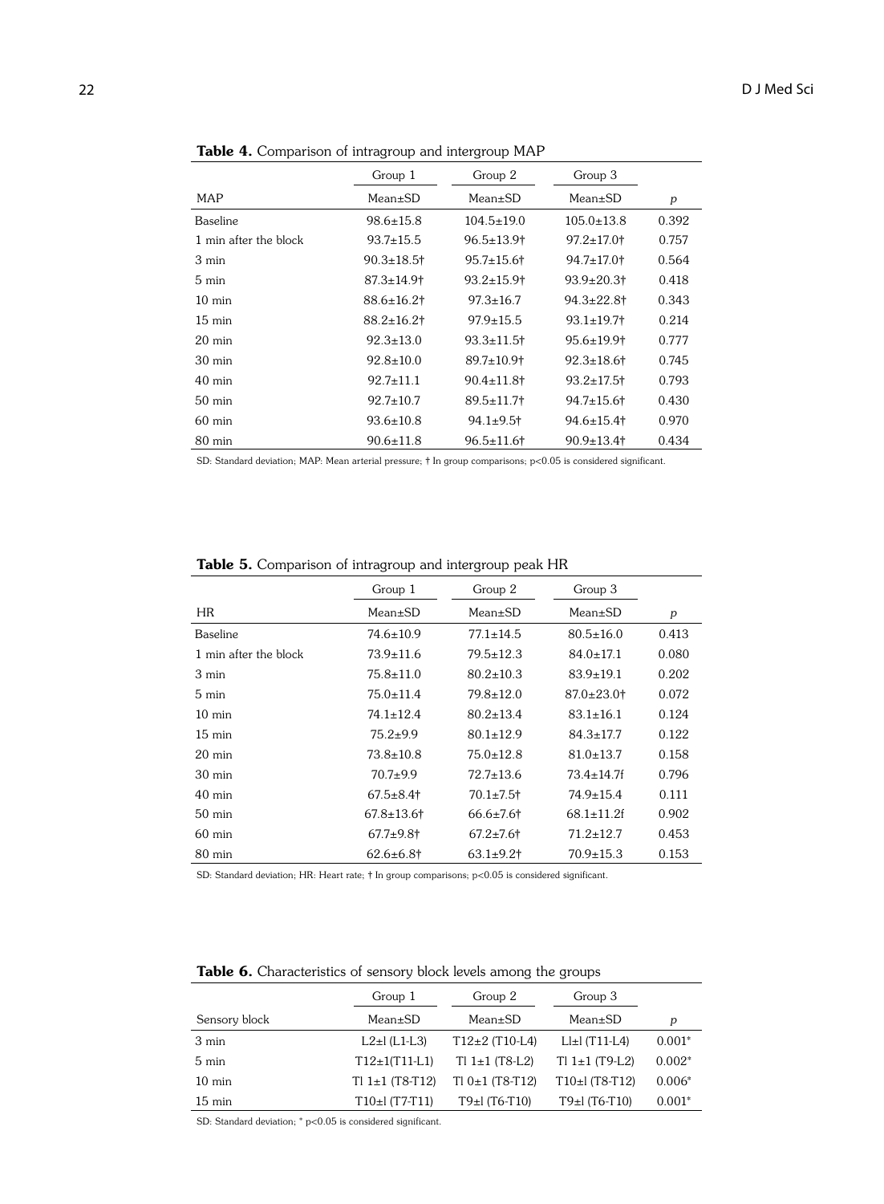**Table 4.** Comparison of intragroup and intergroup MAP

| | Group 1 | Group 2 | Group 3 | |
|---|---|---|---|---|
| MAP | Mean±SD | Mean±SD | Mean±SD | *p* |
| Baseline | 98.6±15.8 | 104.5±19.0 | 105.0±13.8 | 0.392 |
| 1 min after the block | 93.7±15.5 | 96.5±13.9† | 97.2±17.0† | 0.757 |
| 3 min | 90.3±18.5† | 95.7±15.6† | 94.7±17.0† | 0.564 |
| 5 min | 87.3±14.9† | 93.2±15.9† | 93.9±20.3† | 0.418 |
| 10 min | 88.6±16.2† | 97.3±16.7 | 94.3±22.8† | 0.343 |
| 15 min | 88.2±16.2† | 97.9±15.5 | 93.1±19.7† | 0.214 |
| 20 min | 92.3±13.0 | 93.3±11.5† | 95.6±19.9† | 0.777 |
| 30 min | 92.8±10.0 | 89.7±10.9† | 92.3±18.6† | 0.745 |
| 40 min | 92.7±11.1 | 90.4±11.8† | 93.2±17.5† | 0.793 |
| 50 min | 92.7±10.7 | 89.5±11.7† | 94.7±15.6† | 0.430 |
| 60 min | 93.6±10.8 | 94.1±9.5† | 94.6±15.4† | 0.970 |
| 80 min | 90.6±11.8 | 96.5±11.6† | 90.9±13.4† | 0.434 |

SD: Standard deviation; MAP: Mean arterial pressure; † In group comparisons; p<0.05 is considered significant.

**Table 5.** Comparison of intragroup and intergroup peak HR

| | Group 1 | Group 2 | Group 3 | |
|---|---|---|---|---|
| HR | Mean±SD | Mean±SD | Mean±SD | *p* |
| Baseline | 74.6±10.9 | 77.1±14.5 | 80.5±16.0 | 0.413 |
| 1 min after the block | 73.9±11.6 | 79.5±12.3 | 84.0±17.1 | 0.080 |
| 3 min | 75.8±11.0 | 80.2±10.3 | 83.9±19.1 | 0.202 |
| 5 min | 75.0±11.4 | 79.8±12.0 | 87.0±23.0† | 0.072 |
| 10 min | 74.1±12.4 | 80.2±13.4 | 83.1±16.1 | 0.124 |
| 15 min | 75.2±9.9 | 80.1±12.9 | 84.3±17.7 | 0.122 |
| 20 min | 73.8±10.8 | 75.0±12.8 | 81.0±13.7 | 0.158 |
| 30 min | 70.7±9.9 | 72.7±13.6 | 73.4±14.7f | 0.796 |
| 40 min | 67.5±8.4† | 70.1±7.5† | 74.9±15.4 | 0.111 |
| 50 min | 67.8±13.6† | 66.6±7.6† | 68.1±11.2f | 0.902 |
| 60 min | 67.7±9.8† | 67.2±7.6† | 71.2±12.7 | 0.453 |
| 80 min | 62.6±6.8† | 63.1±9.2† | 70.9±15.3 | 0.153 |

SD: Standard deviation; HR: Heart rate; † In group comparisons; p<0.05 is considered significant.

**Table 6.** Characteristics of sensory block levels among the groups

| | Group 1 | Group 2 | Group 3 | |
|---|---|---|---|---|
| Sensory block | Mean±SD | Mean±SD | Mean±SD | *p* |
| 3 min | L2±l (L1-L3) | T12±2 (T10-L4) | Ll±l (T11-L4) | 0.001* |
| 5 min | T12±1(T11-L1) | Tl 1±1 (T8-L2) | Tl 1±1 (T9-L2) | 0.002* |
| 10 min | Tl 1±1 (T8-T12) | Tl 0±1 (T8-T12) | T10±l (T8-T12) | 0.006* |
| 15 min | T10±l (T7-T11) | T9±l (T6-T10) | T9±l (T6-T10) | 0.001* |

SD: Standard deviation; * p<0.05 is considered significant.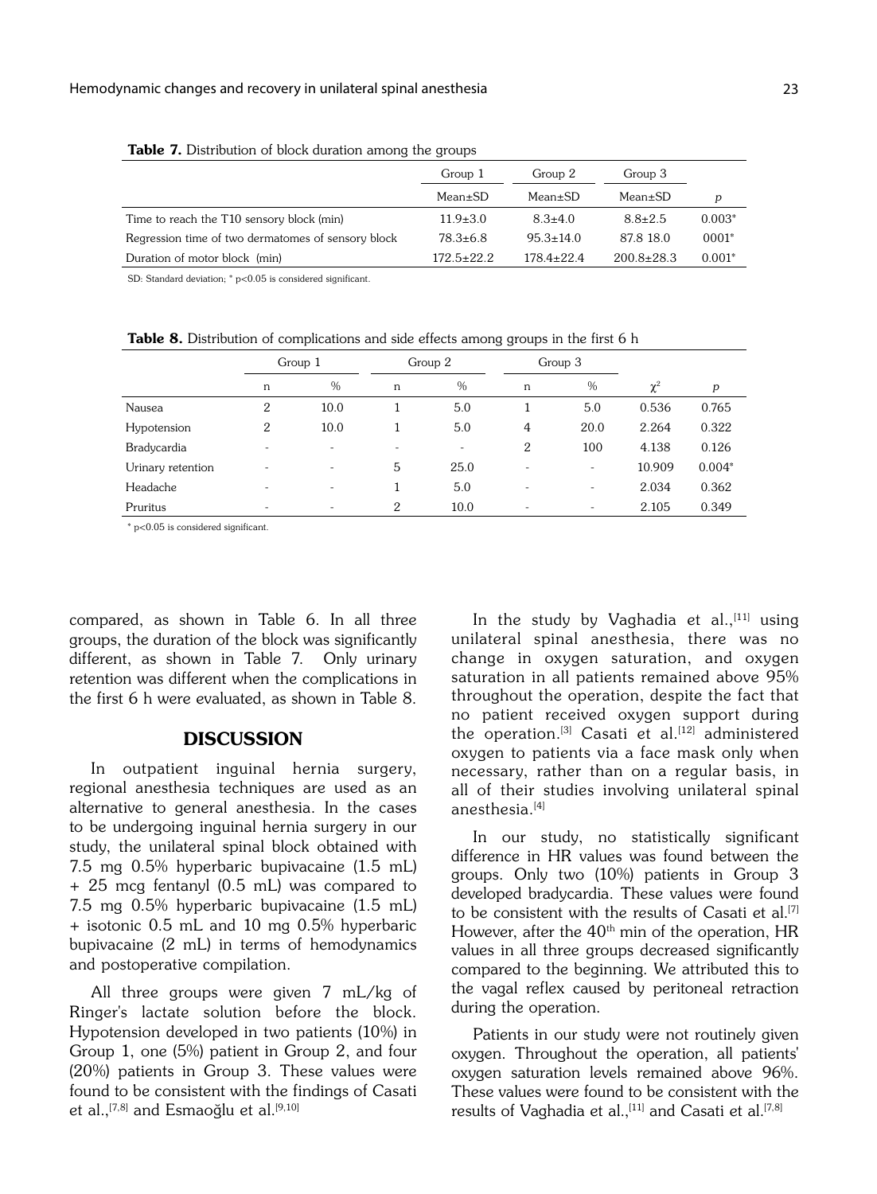**Table 7.** Distribution of block duration among the groups

| | Group 1 | Group 2 | Group 3 | |
|---|---|---|---|---|
| | Mean±SD | Mean±SD | Mean±SD | *p* |
| Time to reach the T10 sensory block (min) | 11.9±3.0 | 8.3±4.0 | 8.8±2.5 | 0.003* |
| Regression time of two dermatomes of sensory block | 78.3±6.8 | 95.3±14.0 | 87.8 18.0 | 0001* |
| Duration of motor block (min) | 172.5±22.2 | 178.4±22.4 | 200.8±28.3 | 0.001* |

SD: Standard deviation; * p<0.05 is considered significant.

**Table 8.** Distribution of complications and side effects among groups in the first 6 h

| | Group 1 | | Group 2 | | Group 3 | | | |
|---|---|---|---|---|---|---|---|---|
| | n | % | n | % | n | % | $\chi^2$ | *p* |
| Nausea | 2 | 10.0 | 1 | 5.0 | 1 | 5.0 | 0.536 | 0.765 |
| Hypotension | 2 | 10.0 | 1 | 5.0 | 4 | 20.0 | 2.264 | 0.322 |
| Bradycardia | - | - | - | - | 2 | 100 | 4.138 | 0.126 |
| Urinary retention | - | - | 5 | 25.0 | - | - | 10.909 | 0.004* |
| Headache | - | - | 1 | 5.0 | - | - | 2.034 | 0.362 |
| Pruritus | - | - | 2 | 10.0 | - | - | 2.105 | 0.349 |

* p<0.05 is considered significant.

compared, as shown in Table 6. In all three groups, the duration of the block was significantly different, as shown in Table 7. Only urinary retention was different when the complications in the first 6 h were evaluated, as shown in Table 8.

## DISCUSSION

In outpatient inguinal hernia surgery, regional anesthesia techniques are used as an alternative to general anesthesia. In the cases to be undergoing inguinal hernia surgery in our study, the unilateral spinal block obtained with 7.5 mg 0.5% hyperbaric bupivacaine (1.5 mL) + 25 mcg fentanyl (0.5 mL) was compared to 7.5 mg 0.5% hyperbaric bupivacaine (1.5 mL) + isotonic 0.5 mL and 10 mg 0.5% hyperbaric bupivacaine (2 mL) in terms of hemodynamics and postoperative compilation.

All three groups were given 7 mL/kg of Ringer's lactate solution before the block. Hypotension developed in two patients (10%) in Group 1, one (5%) patient in Group 2, and four (20%) patients in Group 3. These values were found to be consistent with the findings of Casati et al.,[7,8] and Esmaoğlu et al.[9,10]

In the study by Vaghadia et al.,[11] using unilateral spinal anesthesia, there was no change in oxygen saturation, and oxygen saturation in all patients remained above 95% throughout the operation, despite the fact that no patient received oxygen support during the operation.[3] Casati et al.[12] administered oxygen to patients via a face mask only when necessary, rather than on a regular basis, in all of their studies involving unilateral spinal anesthesia.[4]

In our study, no statistically significant difference in HR values was found between the groups. Only two (10%) patients in Group 3 developed bradycardia. These values were found to be consistent with the results of Casati et al.[7] However, after the 40th min of the operation, HR values in all three groups decreased significantly compared to the beginning. We attributed this to the vagal reflex caused by peritoneal retraction during the operation.

Patients in our study were not routinely given oxygen. Throughout the operation, all patients' oxygen saturation levels remained above 96%. These values were found to be consistent with the results of Vaghadia et al.,[11] and Casati et al.[7,8]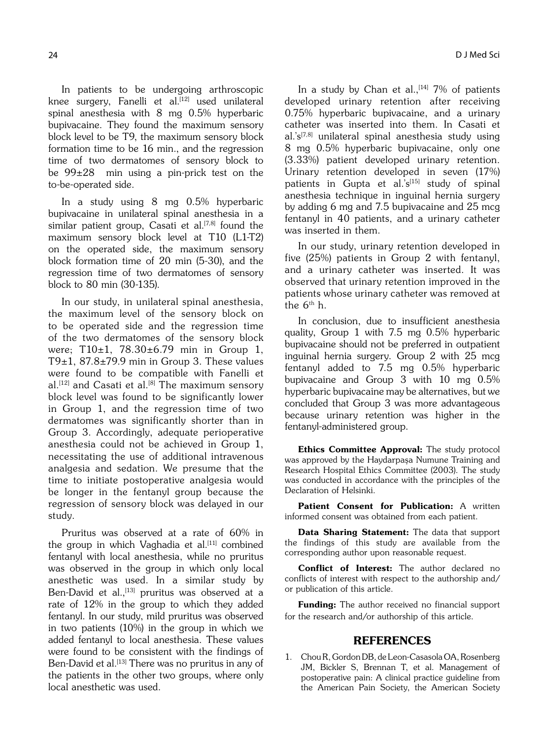In patients to be undergoing arthroscopic knee surgery, Fanelli et al.[12] used unilateral spinal anesthesia with 8 mg 0.5% hyperbaric bupivacaine. They found the maximum sensory block level to be T9, the maximum sensory block formation time to be 16 min., and the regression time of two dermatomes of sensory block to be 99±28 min using a pin-prick test on the to-be-operated side.

In a study using 8 mg 0.5% hyperbaric bupivacaine in unilateral spinal anesthesia in a similar patient group, Casati et al.[7,8] found the maximum sensory block level at T10 (L1-T2) on the operated side, the maximum sensory block formation time of 20 min (5-30), and the regression time of two dermatomes of sensory block to 80 min (30-135).

In our study, in unilateral spinal anesthesia, the maximum level of the sensory block on to be operated side and the regression time of the two dermatomes of the sensory block were; T10±1, 78.30±6.79 min in Group 1, T9±1, 87.8±79.9 min in Group 3. These values were found to be compatible with Fanelli et al.[12] and Casati et al.[8] The maximum sensory block level was found to be significantly lower in Group 1, and the regression time of two dermatomes was significantly shorter than in Group 3. Accordingly, adequate perioperative anesthesia could not be achieved in Group 1, necessitating the use of additional intravenous analgesia and sedation. We presume that the time to initiate postoperative analgesia would be longer in the fentanyl group because the regression of sensory block was delayed in our study.

Pruritus was observed at a rate of 60% in the group in which Vaghadia et al.[11] combined fentanyl with local anesthesia, while no pruritus was observed in the group in which only local anesthetic was used. In a similar study by Ben-David et al.,[13] pruritus was observed at a rate of 12% in the group to which they added fentanyl. In our study, mild pruritus was observed in two patients (10%) in the group in which we added fentanyl to local anesthesia. These values were found to be consistent with the findings of Ben-David et al.[13] There was no pruritus in any of the patients in the other two groups, where only local anesthetic was used.

In a study by Chan et al.,[14] 7% of patients developed urinary retention after receiving 0.75% hyperbaric bupivacaine, and a urinary catheter was inserted into them. In Casati et al.'s[7,8] unilateral spinal anesthesia study using 8 mg 0.5% hyperbaric bupivacaine, only one (3.33%) patient developed urinary retention. Urinary retention developed in seven (17%) patients in Gupta et al.'s[15] study of spinal anesthesia technique in inguinal hernia surgery by adding 6 mg and 7.5 bupivacaine and 25 mcg fentanyl in 40 patients, and a urinary catheter was inserted in them.

In our study, urinary retention developed in five (25%) patients in Group 2 with fentanyl, and a urinary catheter was inserted. It was observed that urinary retention improved in the patients whose urinary catheter was removed at the 6th h.

In conclusion, due to insufficient anesthesia quality, Group 1 with 7.5 mg 0.5% hyperbaric bupivacaine should not be preferred in outpatient inguinal hernia surgery. Group 2 with 25 mcg fentanyl added to 7.5 mg 0.5% hyperbaric bupivacaine and Group 3 with 10 mg 0.5% hyperbaric bupivacaine may be alternatives, but we concluded that Group 3 was more advantageous because urinary retention was higher in the fentanyl-administered group.

**Ethics Committee Approval:** The study protocol was approved by the Haydarpaşa Numune Training and Research Hospital Ethics Committee (2003). The study was conducted in accordance with the principles of the Declaration of Helsinki.

**Patient Consent for Publication:** A written informed consent was obtained from each patient.

**Data Sharing Statement:** The data that support the findings of this study are available from the corresponding author upon reasonable request.

**Conflict of Interest:** The author declared no conflicts of interest with respect to the authorship and/or publication of this article.

**Funding:** The author received no financial support for the research and/or authorship of this article.

## REFERENCES

1. Chou R, Gordon DB, de Leon-Casasola OA, Rosenberg JM, Bickler S, Brennan T, et al. Management of postoperative pain: A clinical practice guideline from the American Pain Society, the American Society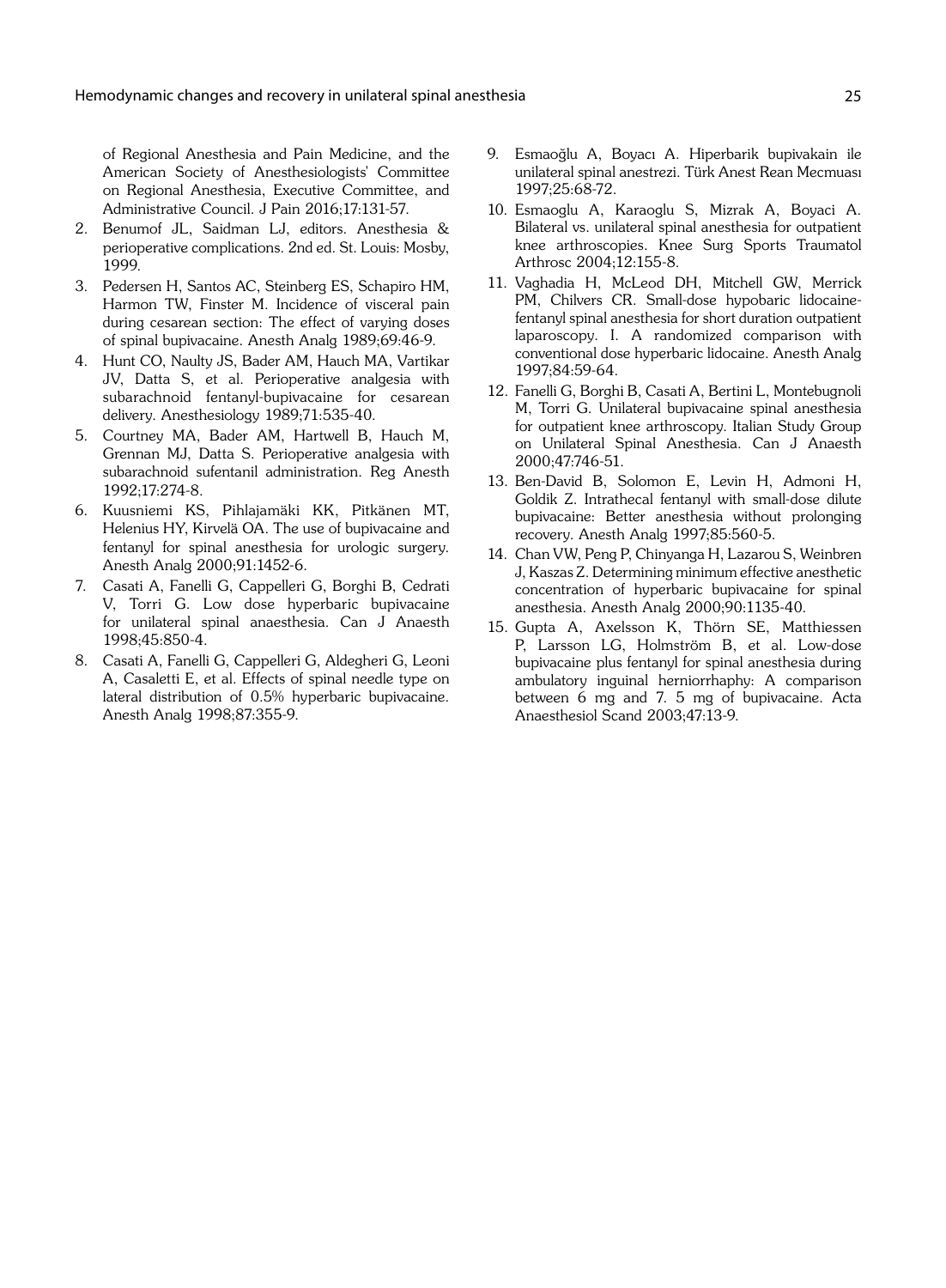of Regional Anesthesia and Pain Medicine, and the American Society of Anesthesiologists' Committee on Regional Anesthesia, Executive Committee, and Administrative Council. J Pain 2016;17:131-57.

2. Benumof JL, Saidman LJ, editors. Anesthesia & perioperative complications. 2nd ed. St. Louis: Mosby, 1999.
3. Pedersen H, Santos AC, Steinberg ES, Schapiro HM, Harmon TW, Finster M. Incidence of visceral pain during cesarean section: The effect of varying doses of spinal bupivacaine. Anesth Analg 1989;69:46-9.
4. Hunt CO, Naulty JS, Bader AM, Hauch MA, Vartikar JV, Datta S, et al. Perioperative analgesia with subarachnoid fentanyl-bupivacaine for cesarean delivery. Anesthesiology 1989;71:535-40.
5. Courtney MA, Bader AM, Hartwell B, Hauch M, Grennan MJ, Datta S. Perioperative analgesia with subarachnoid sufentanil administration. Reg Anesth 1992;17:274-8.
6. Kuusniemi KS, Pihlajamäki KK, Pitkänen MT, Helenius HY, Kirvelä OA. The use of bupivacaine and fentanyl for spinal anesthesia for urologic surgery. Anesth Analg 2000;91:1452-6.
7. Casati A, Fanelli G, Cappelleri G, Borghi B, Cedrati V, Torri G. Low dose hyperbaric bupivacaine for unilateral spinal anaesthesia. Can J Anaesth 1998;45:850-4.
8. Casati A, Fanelli G, Cappelleri G, Aldegheri G, Leoni A, Casaletti E, et al. Effects of spinal needle type on lateral distribution of 0.5% hyperbaric bupivacaine. Anesth Analg 1998;87:355-9.
9. Esmaoğlu A, Boyacı A. Hiperbarik bupivakain ile unilateral spinal anestrezi. Türk Anest Rean Mecmuası 1997;25:68-72.
10. Esmaoglu A, Karaoglu S, Mizrak A, Boyaci A. Bilateral vs. unilateral spinal anesthesia for outpatient knee arthroscopies. Knee Surg Sports Traumatol Arthrosc 2004;12:155-8.
11. Vaghadia H, McLeod DH, Mitchell GW, Merrick PM, Chilvers CR. Small-dose hypobaric lidocaine-fentanyl spinal anesthesia for short duration outpatient laparoscopy. I. A randomized comparison with conventional dose hyperbaric lidocaine. Anesth Analg 1997;84:59-64.
12. Fanelli G, Borghi B, Casati A, Bertini L, Montebugnoli M, Torri G. Unilateral bupivacaine spinal anesthesia for outpatient knee arthroscopy. Italian Study Group on Unilateral Spinal Anesthesia. Can J Anaesth 2000;47:746-51.
13. Ben-David B, Solomon E, Levin H, Admoni H, Goldik Z. Intrathecal fentanyl with small-dose dilute bupivacaine: Better anesthesia without prolonging recovery. Anesth Analg 1997;85:560-5.
14. Chan VW, Peng P, Chinyanga H, Lazarou S, Weinbren J, Kaszas Z. Determining minimum effective anesthetic concentration of hyperbaric bupivacaine for spinal anesthesia. Anesth Analg 2000;90:1135-40.
15. Gupta A, Axelsson K, Thörn SE, Matthiessen P, Larsson LG, Holmström B, et al. Low-dose bupivacaine plus fentanyl for spinal anesthesia during ambulatory inguinal herniorrhaphy: A comparison between 6 mg and 7. 5 mg of bupivacaine. Acta Anaesthesiol Scand 2003;47:13-9.